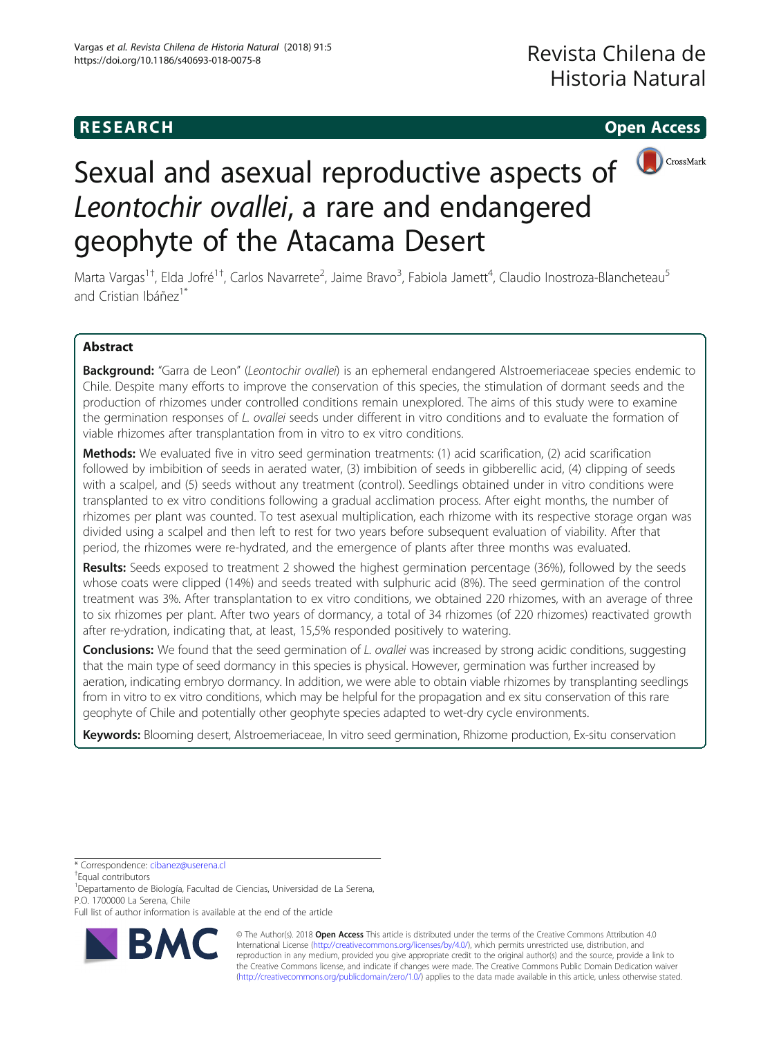**RESEARCH** **Open Access**

# Sexual and asexual reproductive aspects of *Leontochir ovallei*, a rare and endangered geophyte of the Atacama Desert

Marta Vargas[1†], Elda Jofré[1†], Carlos Navarrete[2], Jaime Bravo[3], Fabiola Jamett[4], Claudio Inostroza-Blancheteau[5] and Cristian Ibáñez[1*]

## Abstract

**Background:** "Garra de Leon" (*Leontochir ovallei*) is an ephemeral endangered Alstroemeriaceae species endemic to Chile. Despite many efforts to improve the conservation of this species, the stimulation of dormant seeds and the production of rhizomes under controlled conditions remain unexplored. The aims of this study were to examine the germination responses of *L. ovallei* seeds under different in vitro conditions and to evaluate the formation of viable rhizomes after transplantation from in vitro to ex vitro conditions.

**Methods:** We evaluated five in vitro seed germination treatments: (1) acid scarification, (2) acid scarification followed by imbibition of seeds in aerated water, (3) imbibition of seeds in gibberellic acid, (4) clipping of seeds with a scalpel, and (5) seeds without any treatment (control). Seedlings obtained under in vitro conditions were transplanted to ex vitro conditions following a gradual acclimation process. After eight months, the number of rhizomes per plant was counted. To test asexual multiplication, each rhizome with its respective storage organ was divided using a scalpel and then left to rest for two years before subsequent evaluation of viability. After that period, the rhizomes were re-hydrated, and the emergence of plants after three months was evaluated.

**Results:** Seeds exposed to treatment 2 showed the highest germination percentage (36%), followed by the seeds whose coats were clipped (14%) and seeds treated with sulphuric acid (8%). The seed germination of the control treatment was 3%. After transplantation to ex vitro conditions, we obtained 220 rhizomes, with an average of three to six rhizomes per plant. After two years of dormancy, a total of 34 rhizomes (of 220 rhizomes) reactivated growth after re-ydration, indicating that, at least, 15,5% responded positively to watering.

**Conclusions:** We found that the seed germination of *L. ovallei* was increased by strong acidic conditions, suggesting that the main type of seed dormancy in this species is physical. However, germination was further increased by aeration, indicating embryo dormancy. In addition, we were able to obtain viable rhizomes by transplanting seedlings from in vitro to ex vitro conditions, which may be helpful for the propagation and ex situ conservation of this rare geophyte of Chile and potentially other geophyte species adapted to wet-dry cycle environments.

**Keywords:** Blooming desert, Alstroemeriaceae, In vitro seed germination, Rhizome production, Ex-situ conservation

---

* Correspondence: cibanez@userena.cl
† Equal contributors
[1] Departamento de Biología, Facultad de Ciencias, Universidad de La Serena, P.O. 1700000 La Serena, Chile
Full list of author information is available at the end of the article

© The Author(s). 2018 **Open Access** This article is distributed under the terms of the Creative Commons Attribution 4.0 International License (http://creativecommons.org/licenses/by/4.0/), which permits unrestricted use, distribution, and reproduction in any medium, provided you give appropriate credit to the original author(s) and the source, provide a link to the Creative Commons license, and indicate if changes were made. The Creative Commons Public Domain Dedication waiver (http://creativecommons.org/publicdomain/zero/1.0/) applies to the data made available in this article, unless otherwise stated.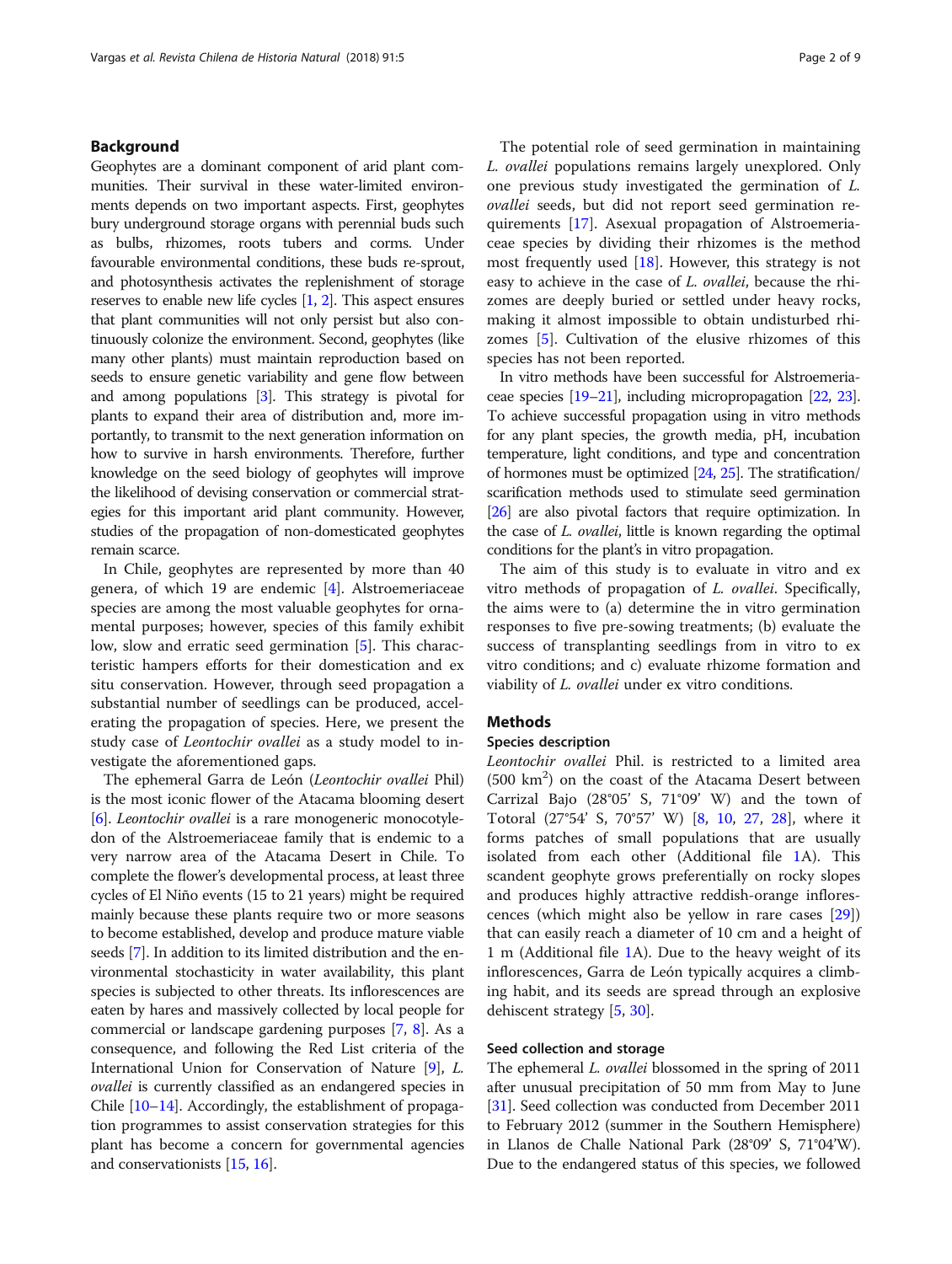## Background

Geophytes are a dominant component of arid plant communities. Their survival in these water-limited environments depends on two important aspects. First, geophytes bury underground storage organs with perennial buds such as bulbs, rhizomes, roots tubers and corms. Under favourable environmental conditions, these buds re-sprout, and photosynthesis activates the replenishment of storage reserves to enable new life cycles [1, 2]. This aspect ensures that plant communities will not only persist but also continuously colonize the environment. Second, geophytes (like many other plants) must maintain reproduction based on seeds to ensure genetic variability and gene flow between and among populations [3]. This strategy is pivotal for plants to expand their area of distribution and, more importantly, to transmit to the next generation information on how to survive in harsh environments. Therefore, further knowledge on the seed biology of geophytes will improve the likelihood of devising conservation or commercial strategies for this important arid plant community. However, studies of the propagation of non-domesticated geophytes remain scarce.

In Chile, geophytes are represented by more than 40 genera, of which 19 are endemic [4]. Alstroemeriaceae species are among the most valuable geophytes for ornamental purposes; however, species of this family exhibit low, slow and erratic seed germination [5]. This characteristic hampers efforts for their domestication and ex situ conservation. However, through seed propagation a substantial number of seedlings can be produced, accelerating the propagation of species. Here, we present the study case of *Leontochir ovallei* as a study model to investigate the aforementioned gaps.

The ephemeral Garra de León (*Leontochir ovallei* Phil) is the most iconic flower of the Atacama blooming desert [6]. *Leontochir ovallei* is a rare monogeneric monocotyledon of the Alstroemeriaceae family that is endemic to a very narrow area of the Atacama Desert in Chile. To complete the flower's developmental process, at least three cycles of El Niño events (15 to 21 years) might be required mainly because these plants require two or more seasons to become established, develop and produce mature viable seeds [7]. In addition to its limited distribution and the environmental stochasticity in water availability, this plant species is subjected to other threats. Its inflorescences are eaten by hares and massively collected by local people for commercial or landscape gardening purposes [7, 8]. As a consequence, and following the Red List criteria of the International Union for Conservation of Nature [9], *L. ovallei* is currently classified as an endangered species in Chile [10–14]. Accordingly, the establishment of propagation programmes to assist conservation strategies for this plant has become a concern for governmental agencies and conservationists [15, 16].

The potential role of seed germination in maintaining *L. ovallei* populations remains largely unexplored. Only one previous study investigated the germination of *L. ovallei* seeds, but did not report seed germination requirements [17]. Asexual propagation of Alstroemeriaceae species by dividing their rhizomes is the method most frequently used [18]. However, this strategy is not easy to achieve in the case of *L. ovallei*, because the rhizomes are deeply buried or settled under heavy rocks, making it almost impossible to obtain undisturbed rhizomes [5]. Cultivation of the elusive rhizomes of this species has not been reported.

In vitro methods have been successful for Alstroemeriaceae species [19–21], including micropropagation [22, 23]. To achieve successful propagation using in vitro methods for any plant species, the growth media, pH, incubation temperature, light conditions, and type and concentration of hormones must be optimized [24, 25]. The stratification/scarification methods used to stimulate seed germination [26] are also pivotal factors that require optimization. In the case of *L. ovallei*, little is known regarding the optimal conditions for the plant's in vitro propagation.

The aim of this study is to evaluate in vitro and ex vitro methods of propagation of *L. ovallei*. Specifically, the aims were to (a) determine the in vitro germination responses to five pre-sowing treatments; (b) evaluate the success of transplanting seedlings from in vitro to ex vitro conditions; and c) evaluate rhizome formation and viability of *L. ovallei* under ex vitro conditions.

## Methods

### Species description

*Leontochir ovallei* Phil. is restricted to a limited area (500 km$^2$) on the coast of the Atacama Desert between Carrizal Bajo (28°05′ S, 71°09′ W) and the town of Totoral (27°54′ S, 70°57′ W) [8, 10, 27, 28], where it forms patches of small populations that are usually isolated from each other (Additional file 1A). This scandent geophyte grows preferentially on rocky slopes and produces highly attractive reddish-orange inflorescences (which might also be yellow in rare cases [29]) that can easily reach a diameter of 10 cm and a height of 1 m (Additional file 1A). Due to the heavy weight of its inflorescences, Garra de León typically acquires a climbing habit, and its seeds are spread through an explosive dehiscent strategy [5, 30].

### Seed collection and storage

The ephemeral *L. ovallei* blossomed in the spring of 2011 after unusual precipitation of 50 mm from May to June [31]. Seed collection was conducted from December 2011 to February 2012 (summer in the Southern Hemisphere) in Llanos de Challe National Park (28°09′ S, 71°04′W). Due to the endangered status of this species, we followed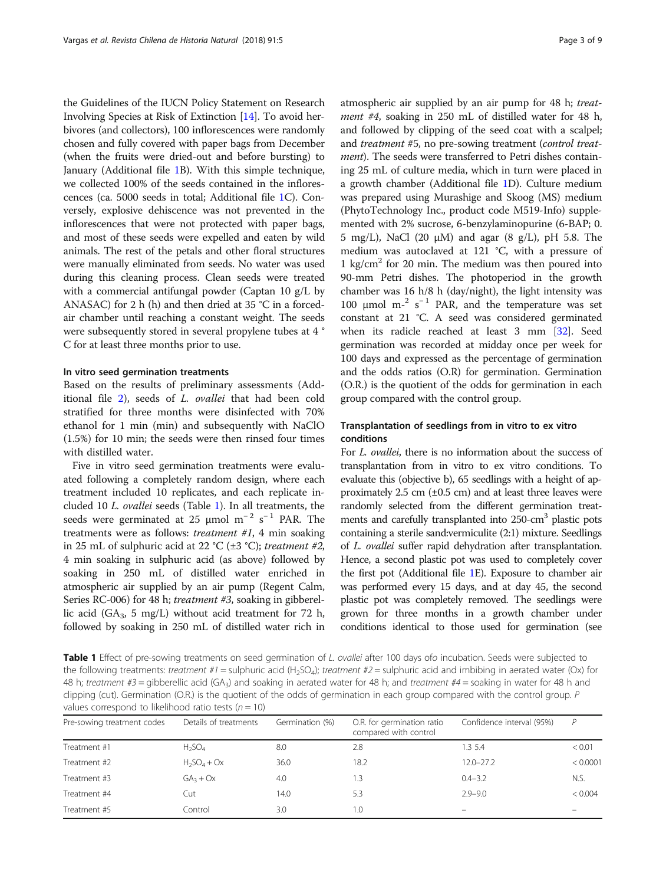the Guidelines of the IUCN Policy Statement on Research Involving Species at Risk of Extinction [14]. To avoid herbivores (and collectors), 100 inflorescences were randomly chosen and fully covered with paper bags from December (when the fruits were dried-out and before bursting) to January (Additional file 1B). With this simple technique, we collected 100% of the seeds contained in the inflorescences (ca. 5000 seeds in total; Additional file 1C). Conversely, explosive dehiscence was not prevented in the inflorescences that were not protected with paper bags, and most of these seeds were expelled and eaten by wild animals. The rest of the petals and other floral structures were manually eliminated from seeds. No water was used during this cleaning process. Clean seeds were treated with a commercial antifungal powder (Captan 10 g/L by ANASAC) for 2 h (h) and then dried at 35 °C in a forced-air chamber until reaching a constant weight. The seeds were subsequently stored in several propylene tubes at 4 °C for at least three months prior to use.

### In vitro seed germination treatments

Based on the results of preliminary assessments (Additional file 2), seeds of *L. ovallei* that had been cold stratified for three months were disinfected with 70% ethanol for 1 min (min) and subsequently with NaClO (1.5%) for 10 min; the seeds were then rinsed four times with distilled water.

Five in vitro seed germination treatments were evaluated following a completely random design, where each treatment included 10 replicates, and each replicate included 10 *L. ovallei* seeds (Table 1). In all treatments, the seeds were germinated at 25 μmol $m^{-2}$ $s^{-1}$ PAR. The treatments were as follows: *treatment #1*, 4 min soaking in 25 mL of sulphuric acid at 22 °C (±3 °C); *treatment #2*, 4 min soaking in sulphuric acid (as above) followed by soaking in 250 mL of distilled water enriched in atmospheric air supplied by an air pump (Regent Calm, Series RC-006) for 48 h; *treatment #3*, soaking in gibberellic acid ($GA_3$, 5 mg/L) without acid treatment for 72 h, followed by soaking in 250 mL of distilled water rich in atmospheric air supplied by an air pump for 48 h; *treatment #4*, soaking in 250 mL of distilled water for 48 h, and followed by clipping of the seed coat with a scalpel; and *treatment #5*, no pre-sowing treatment (*control treatment*). The seeds were transferred to Petri dishes containing 25 mL of culture media, which in turn were placed in a growth chamber (Additional file 1D). Culture medium was prepared using Murashige and Skoog (MS) medium (PhytoTechnology Inc., product code M519-Info) supplemented with 2% sucrose, 6-benzylaminopurine (6-BAP; 0.5 mg/L), NaCl (20 μM) and agar (8 g/L), pH 5.8. The medium was autoclaved at 121 °C, with a pressure of 1 $kg/cm^2$ for 20 min. The medium was then poured into 90-mm Petri dishes. The photoperiod in the growth chamber was 16 h/8 h (day/night), the light intensity was 100 μmol $m^{-2}$ $s^{-1}$ PAR, and the temperature was set constant at 21 °C. A seed was considered germinated when its radicle reached at least 3 mm [32]. Seed germination was recorded at midday once per week for 100 days and expressed as the percentage of germination and the odds ratios (O.R) for germination. Germination (O.R.) is the quotient of the odds for germination in each group compared with the control group.

### Transplantation of seedlings from in vitro to ex vitro conditions

For *L. ovallei*, there is no information about the success of transplantation from in vitro to ex vitro conditions. To evaluate this (objective b), 65 seedlings with a height of approximately 2.5 cm (±0.5 cm) and at least three leaves were randomly selected from the different germination treatments and carefully transplanted into 250-$cm^3$ plastic pots containing a sterile sand:vermiculite (2:1) mixture. Seedlings of *L. ovallei* suffer rapid dehydration after transplantation. Hence, a second plastic pot was used to completely cover the first pot (Additional file 1E). Exposure to chamber air was performed every 15 days, and at day 45, the second plastic pot was completely removed. The seedlings were grown for three months in a growth chamber under conditions identical to those used for germination (see

**Table 1** Effect of pre-sowing treatments on seed germination of *L. ovallei* after 100 days ofo incubation. Seeds were subjected to the following treatments: *treatment #1* = sulphuric acid ($H_2SO_4$); *treatment #2* = sulphuric acid and imbibing in aerated water (Ox) for 48 h; *treatment #3* = gibberellic acid ($GA_3$) and soaking in aerated water for 48 h; and *treatment #4* = soaking in water for 48 h and clipping (cut). Germination (O.R.) is the quotient of the odds of germination in each group compared with the control group. P values correspond to likelihood ratio tests (n = 10)

| Pre-sowing treatment codes | Details of treatments | Germination (%) | O.R. for germination ratio compared with control | Confidence interval (95%) | P |
|---|---|---|---|---|---|
| Treatment #1 | $H_2SO_4$ | 8.0 | 2.8 | 1.3 5.4 | < 0.01 |
| Treatment #2 | $H_2SO_4$ + Ox | 36.0 | 18.2 | 12.0–27.2 | < 0.0001 |
| Treatment #3 | $GA_3$ + Ox | 4.0 | 1.3 | 0.4–3.2 | N.S. |
| Treatment #4 | Cut | 14.0 | 5.3 | 2.9–9.0 | < 0.004 |
| Treatment #5 | Control | 3.0 | 1.0 | – | – |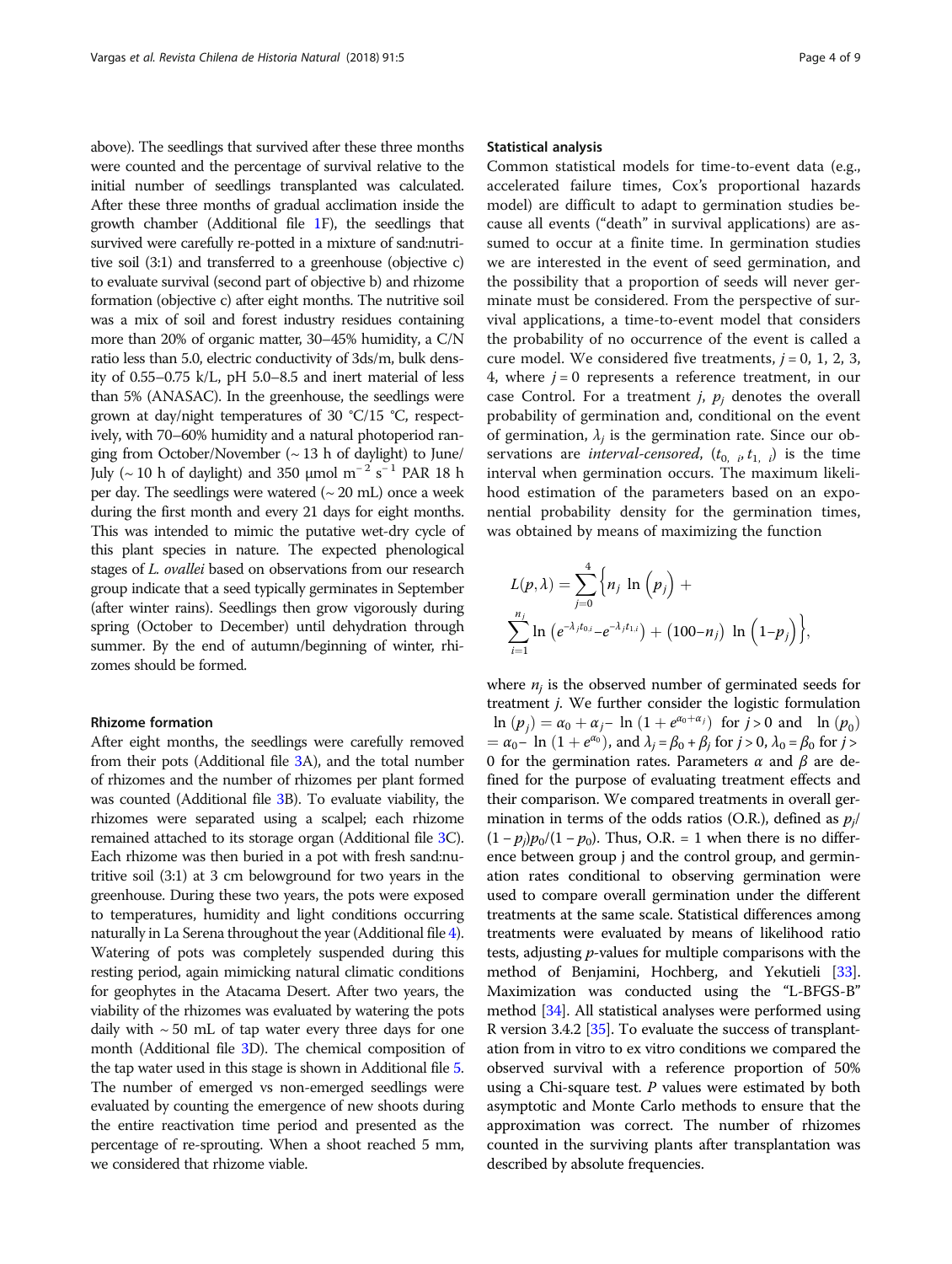above). The seedlings that survived after these three months were counted and the percentage of survival relative to the initial number of seedlings transplanted was calculated. After these three months of gradual acclimation inside the growth chamber (Additional file 1F), the seedlings that survived were carefully re-potted in a mixture of sand:nutritive soil (3:1) and transferred to a greenhouse (objective c) to evaluate survival (second part of objective b) and rhizome formation (objective c) after eight months. The nutritive soil was a mix of soil and forest industry residues containing more than 20% of organic matter, 30–45% humidity, a C/N ratio less than 5.0, electric conductivity of 3ds/m, bulk density of 0.55–0.75 k/L, pH 5.0–8.5 and inert material of less than 5% (ANASAC). In the greenhouse, the seedlings were grown at day/night temperatures of 30 °C/15 °C, respectively, with 70–60% humidity and a natural photoperiod ranging from October/November (~ 13 h of daylight) to June/July (~ 10 h of daylight) and 350 μmol m$^{-2}$ s$^{-1}$ PAR 18 h per day. The seedlings were watered (~ 20 mL) once a week during the first month and every 21 days for eight months. This was intended to mimic the putative wet-dry cycle of this plant species in nature. The expected phenological stages of *L. ovallei* based on observations from our research group indicate that a seed typically germinates in September (after winter rains). Seedlings then grow vigorously during spring (October to December) until dehydration through summer. By the end of autumn/beginning of winter, rhizomes should be formed.

#### Rhizome formation

After eight months, the seedlings were carefully removed from their pots (Additional file 3A), and the total number of rhizomes and the number of rhizomes per plant formed was counted (Additional file 3B). To evaluate viability, the rhizomes were separated using a scalpel; each rhizome remained attached to its storage organ (Additional file 3C). Each rhizome was then buried in a pot with fresh sand:nutritive soil (3:1) at 3 cm belowground for two years in the greenhouse. During these two years, the pots were exposed to temperatures, humidity and light conditions occurring naturally in La Serena throughout the year (Additional file 4). Watering of pots was completely suspended during this resting period, again mimicking natural climatic conditions for geophytes in the Atacama Desert. After two years, the viability of the rhizomes was evaluated by watering the pots daily with ~ 50 mL of tap water every three days for one month (Additional file 3D). The chemical composition of the tap water used in this stage is shown in Additional file 5. The number of emerged vs non-emerged seedlings were evaluated by counting the emergence of new shoots during the entire reactivation time period and presented as the percentage of re-sprouting. When a shoot reached 5 mm, we considered that rhizome viable.

#### Statistical analysis

Common statistical models for time-to-event data (e.g., accelerated failure times, Cox's proportional hazards model) are difficult to adapt to germination studies because all events ("death" in survival applications) are assumed to occur at a finite time. In germination studies we are interested in the event of seed germination, and the possibility that a proportion of seeds will never germinate must be considered. From the perspective of survival applications, a time-to-event model that considers the probability of no occurrence of the event is called a cure model. We considered five treatments, $j = 0, 1, 2, 3, 4$, where $j = 0$ represents a reference treatment, in our case Control. For a treatment $j$, $p_j$ denotes the overall probability of germination and, conditional on the event of germination, $\lambda_j$ is the germination rate. Since our observations are *interval-censored*, $(t_{0,\ i}, t_{1,\ i})$ is the time interval when germination occurs. The maximum likelihood estimation of the parameters based on an exponential probability density for the germination times, was obtained by means of maximizing the function

$$L(p,\lambda) = \sum_{j=0}^{4} \Big\{ n_j \ \ln \left(p_j\right) + \sum_{i=1}^{n_j} \ln \left(e^{-\lambda_j t_{0,i}} - e^{-\lambda_j t_{1,i}}\right) + \left(100 - n_j\right) \ \ln \left(1 - p_j\right) \Big\},$$

where $n_j$ is the observed number of germinated seeds for treatment $j$. We further consider the logistic formulation $\ln\left(p_j\right) = \alpha_0 + \alpha_j - \ln\left(1 + e^{\alpha_0 + \alpha_j}\right)$ for $j > 0$ and $\ln\left(p_0\right) = \alpha_0 - \ln\left(1 + e^{\alpha_0}\right)$, and $\lambda_j = \beta_0 + \beta_j$ for $j > 0$, $\lambda_0 = \beta_0$ for $j > 0$ for the germination rates. Parameters $\alpha$ and $\beta$ are defined for the purpose of evaluating treatment effects and their comparison. We compared treatments in overall germination in terms of the odds ratios (O.R.), defined as $p_j/(1 - p_j)p_0/(1 - p_0)$. Thus, O.R. = 1 when there is no difference between group j and the control group, and germination rates conditional to observing germination were used to compare overall germination under the different treatments at the same scale. Statistical differences among treatments were evaluated by means of likelihood ratio tests, adjusting $p$-values for multiple comparisons with the method of Benjamini, Hochberg, and Yekutieli [33]. Maximization was conducted using the "L-BFGS-B" method [34]. All statistical analyses were performed using R version 3.4.2 [35]. To evaluate the success of transplantation from in vitro to ex vitro conditions we compared the observed survival with a reference proportion of 50% using a Chi-square test. $P$ values were estimated by both asymptotic and Monte Carlo methods to ensure that the approximation was correct. The number of rhizomes counted in the surviving plants after transplantation was described by absolute frequencies.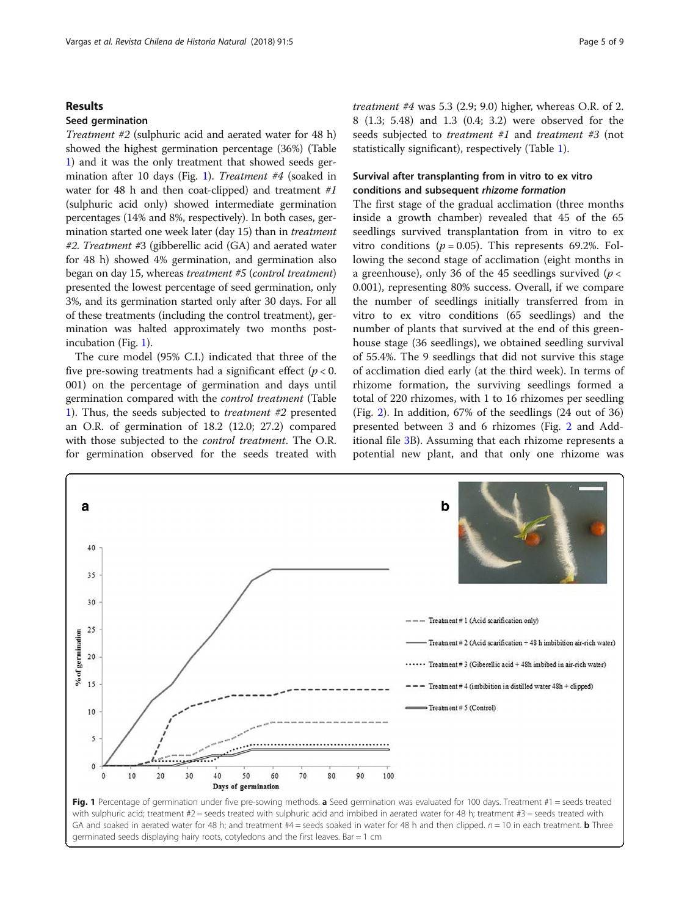## Results

### Seed germination

*Treatment #2* (sulphuric acid and aerated water for 48 h) showed the highest germination percentage (36%) (Table 1) and it was the only treatment that showed seeds germination after 10 days (Fig. 1). *Treatment #4* (soaked in water for 48 h and then coat-clipped) and treatment *#1* (sulphuric acid only) showed intermediate germination percentages (14% and 8%, respectively). In both cases, germination started one week later (day 15) than in *treatment #2*. *Treatment* #3 (gibberellic acid (GA) and aerated water for 48 h) showed 4% germination, and germination also began on day 15, whereas *treatment #5* (*control treatment*) presented the lowest percentage of seed germination, only 3%, and its germination started only after 30 days. For all of these treatments (including the control treatment), germination was halted approximately two months post-incubation (Fig. 1).

The cure model (95% C.I.) indicated that three of the five pre-sowing treatments had a significant effect ($p < 0.001$) on the percentage of germination and days until germination compared with the *control treatment* (Table 1). Thus, the seeds subjected to *treatment #2* presented an O.R. of germination of 18.2 (12.0; 27.2) compared with those subjected to the *control treatment*. The O.R. for germination observed for the seeds treated with *treatment #4* was 5.3 (2.9; 9.0) higher, whereas O.R. of 2.8 (1.3; 5.48) and 1.3 (0.4; 3.2) were observed for the seeds subjected to *treatment #1* and *treatment #3* (not statistically significant), respectively (Table 1).

### Survival after transplanting from in vitro to ex vitro conditions and subsequent *rhizome formation*

The first stage of the gradual acclimation (three months inside a growth chamber) revealed that 45 of the 65 seedlings survived transplantation from in vitro to ex vitro conditions ($p = 0.05$). This represents 69.2%. Following the second stage of acclimation (eight months in a greenhouse), only 36 of the 45 seedlings survived ($p < 0.001$), representing 80% success. Overall, if we compare the number of seedlings initially transferred from in vitro to ex vitro conditions (65 seedlings) and the number of plants that survived at the end of this greenhouse stage (36 seedlings), we obtained seedling survival of 55.4%. The 9 seedlings that did not survive this stage of acclimation died early (at the third week). In terms of rhizome formation, the surviving seedlings formed a total of 220 rhizomes, with 1 to 16 rhizomes per seedling (Fig. 2). In addition, 67% of the seedlings (24 out of 36) presented between 3 and 6 rhizomes (Fig. 2 and Additional file 3B). Assuming that each rhizome represents a potential new plant, and that only one rhizome was

**Fig. 1** Percentage of germination under five pre-sowing methods. **a** Seed germination was evaluated for 100 days. Treatment #1 = seeds treated with sulphuric acid; treatment #2 = seeds treated with sulphuric acid and imbibed in aerated water for 48 h; treatment #3 = seeds treated with GA and soaked in aerated water for 48 h; and treatment #4 = seeds soaked in water for 48 h and then clipped. n = 10 in each treatment. **b** Three germinated seeds displaying hairy roots, cotyledons and the first leaves. Bar = 1 cm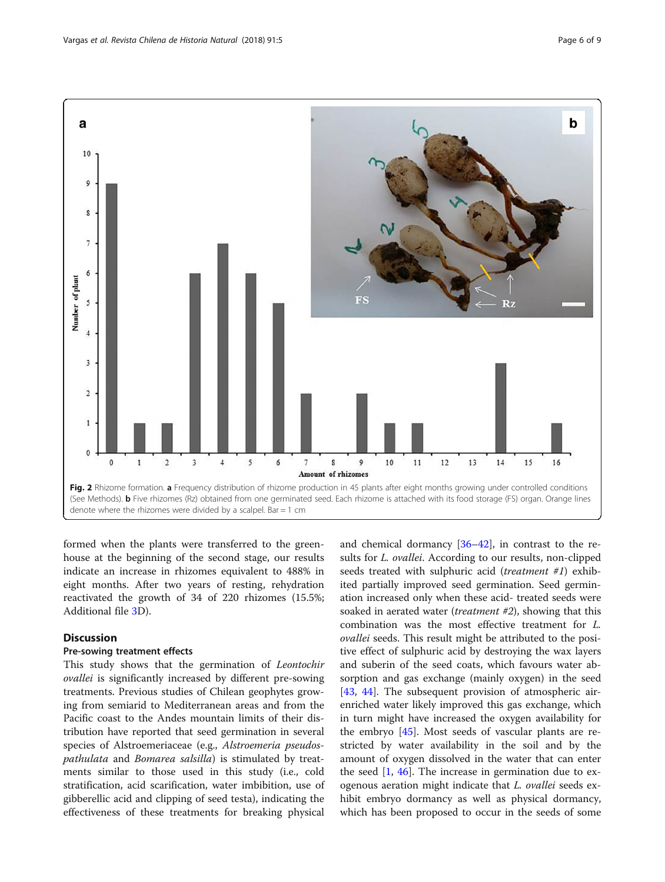Fig. 2 Rhizome formation. **a** Frequency distribution of rhizome production in 45 plants after eight months growing under controlled conditions (See Methods). **b** Five rhizomes (Rz) obtained from one germinated seed. Each rhizome is attached with its food storage (FS) organ. Orange lines denote where the rhizomes were divided by a scalpel. Bar = 1 cm

formed when the plants were transferred to the greenhouse at the beginning of the second stage, our results indicate an increase in rhizomes equivalent to 488% in eight months. After two years of resting, rehydration reactivated the growth of 34 of 220 rhizomes (15.5%; Additional file 3D).

## Discussion

### Pre-sowing treatment effects

This study shows that the germination of *Leontochir ovallei* is significantly increased by different pre-sowing treatments. Previous studies of Chilean geophytes growing from semiarid to Mediterranean areas and from the Pacific coast to the Andes mountain limits of their distribution have reported that seed germination in several species of Alstroemeriaceae (e.g., *Alstroemeria pseudospathulata* and *Bomarea salsilla*) is stimulated by treatments similar to those used in this study (i.e., cold stratification, acid scarification, water imbibition, use of gibberellic acid and clipping of seed testa), indicating the effectiveness of these treatments for breaking physical and chemical dormancy [36–42], in contrast to the results for *L. ovallei*. According to our results, non-clipped seeds treated with sulphuric acid (*treatment #1*) exhibited partially improved seed germination. Seed germination increased only when these acid- treated seeds were soaked in aerated water (*treatment #2*), showing that this combination was the most effective treatment for *L. ovallei* seeds. This result might be attributed to the positive effect of sulphuric acid by destroying the wax layers and suberin of the seed coats, which favours water absorption and gas exchange (mainly oxygen) in the seed [43, 44]. The subsequent provision of atmospheric air-enriched water likely improved this gas exchange, which in turn might have increased the oxygen availability for the embryo [45]. Most seeds of vascular plants are restricted by water availability in the soil and by the amount of oxygen dissolved in the water that can enter the seed [1, 46]. The increase in germination due to exogenous aeration might indicate that *L. ovallei* seeds exhibit embryo dormancy as well as physical dormancy, which has been proposed to occur in the seeds of some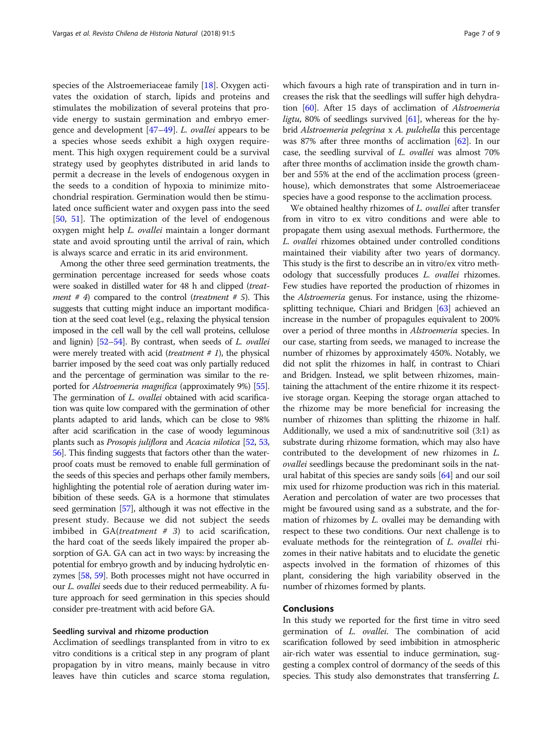species of the Alstroemeriaceae family [18]. Oxygen activates the oxidation of starch, lipids and proteins and stimulates the mobilization of several proteins that provide energy to sustain germination and embryo emergence and development [47–49]. *L. ovallei* appears to be a species whose seeds exhibit a high oxygen requirement. This high oxygen requirement could be a survival strategy used by geophytes distributed in arid lands to permit a decrease in the levels of endogenous oxygen in the seeds to a condition of hypoxia to minimize mitochondrial respiration. Germination would then be stimulated once sufficient water and oxygen pass into the seed [50, 51]. The optimization of the level of endogenous oxygen might help *L. ovallei* maintain a longer dormant state and avoid sprouting until the arrival of rain, which is always scarce and erratic in its arid environment.

Among the other three seed germination treatments, the germination percentage increased for seeds whose coats were soaked in distilled water for 48 h and clipped (*treatment # 4*) compared to the control (*treatment # 5*). This suggests that cutting might induce an important modification at the seed coat level (e.g., relaxing the physical tension imposed in the cell wall by the cell wall proteins, cellulose and lignin) [52–54]. By contrast, when seeds of *L. ovallei* were merely treated with acid (*treatment # 1*), the physical barrier imposed by the seed coat was only partially reduced and the percentage of germination was similar to the reported for *Alstroemeria magnifica* (approximately 9%) [55]. The germination of *L. ovallei* obtained with acid scarification was quite low compared with the germination of other plants adapted to arid lands, which can be close to 98% after acid scarification in the case of woody leguminous plants such as *Prosopis juliflora* and *Acacia nilotica* [52, 53, 56]. This finding suggests that factors other than the waterproof coats must be removed to enable full germination of the seeds of this species and perhaps other family members, highlighting the potential role of aeration during water imbibition of these seeds. GA is a hormone that stimulates seed germination [57], although it was not effective in the present study. Because we did not subject the seeds imbibed in GA(*treatment # 3*) to acid scarification, the hard coat of the seeds likely impaired the proper absorption of GA. GA can act in two ways: by increasing the potential for embryo growth and by inducing hydrolytic enzymes [58, 59]. Both processes might not have occurred in our *L. ovallei* seeds due to their reduced permeability. A future approach for seed germination in this species should consider pre-treatment with acid before GA.

### Seedling survival and rhizome production

Acclimation of seedlings transplanted from in vitro to ex vitro conditions is a critical step in any program of plant propagation by in vitro means, mainly because in vitro leaves have thin cuticles and scarce stoma regulation, which favours a high rate of transpiration and in turn increases the risk that the seedlings will suffer high dehydration [60]. After 15 days of acclimation of *Alstroemeria ligtu*, 80% of seedlings survived [61], whereas for the hybrid *Alstroemeria pelegrina* x *A. pulchella* this percentage was 87% after three months of acclimation [62]. In our case, the seedling survival of *L. ovallei* was almost 70% after three months of acclimation inside the growth chamber and 55% at the end of the acclimation process (greenhouse), which demonstrates that some Alstroemeriaceae species have a good response to the acclimation process.

We obtained healthy rhizomes of *L. ovallei* after transfer from in vitro to ex vitro conditions and were able to propagate them using asexual methods. Furthermore, the *L. ovallei* rhizomes obtained under controlled conditions maintained their viability after two years of dormancy. This study is the first to describe an in vitro/ex vitro methodology that successfully produces *L. ovallei* rhizomes. Few studies have reported the production of rhizomes in the *Alstroemeria* genus. For instance, using the rhizome-splitting technique, Chiari and Bridgen [63] achieved an increase in the number of propagules equivalent to 200% over a period of three months in *Alstroemeria* species. In our case, starting from seeds, we managed to increase the number of rhizomes by approximately 450%. Notably, we did not split the rhizomes in half, in contrast to Chiari and Bridgen. Instead, we split between rhizomes, maintaining the attachment of the entire rhizome it its respective storage organ. Keeping the storage organ attached to the rhizome may be more beneficial for increasing the number of rhizomes than splitting the rhizome in half. Additionally, we used a mix of sand:nutritive soil (3:1) as substrate during rhizome formation, which may also have contributed to the development of new rhizomes in *L. ovallei* seedlings because the predominant soils in the natural habitat of this species are sandy soils [64] and our soil mix used for rhizome production was rich in this material. Aeration and percolation of water are two processes that might be favoured using sand as a substrate, and the formation of rhizomes by *L.* ovallei may be demanding with respect to these two conditions. Our next challenge is to evaluate methods for the reintegration of *L. ovallei* rhizomes in their native habitats and to elucidate the genetic aspects involved in the formation of rhizomes of this plant, considering the high variability observed in the number of rhizomes formed by plants.

## Conclusions

In this study we reported for the first time in vitro seed germination of *L. ovallei.* The combination of acid scarification followed by seed imbibition in atmospheric air-rich water was essential to induce germination, suggesting a complex control of dormancy of the seeds of this species. This study also demonstrates that transferring *L.*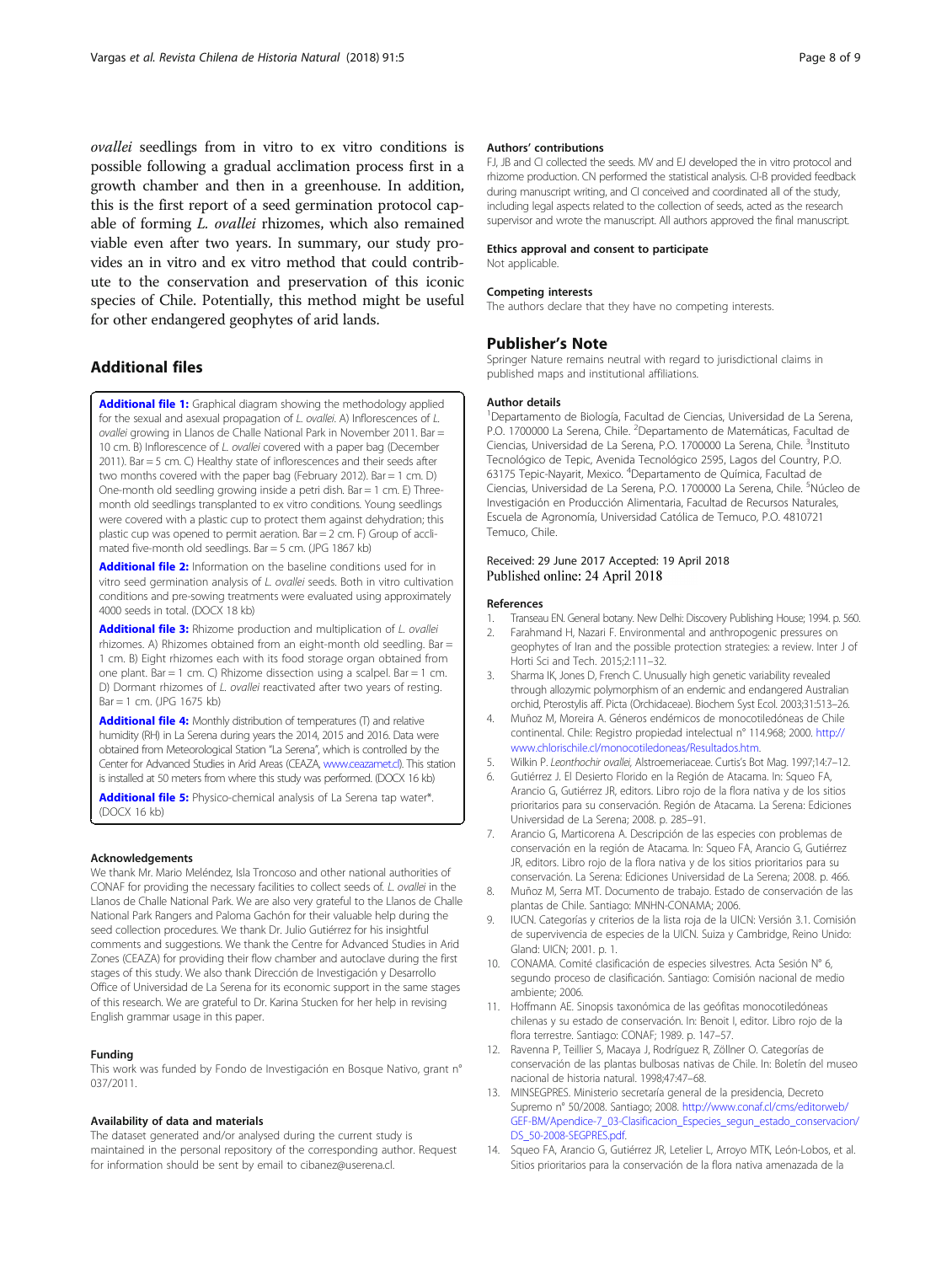*ovallei* seedlings from in vitro to ex vitro conditions is possible following a gradual acclimation process first in a growth chamber and then in a greenhouse. In addition, this is the first report of a seed germination protocol capable of forming *L. ovallei* rhizomes, which also remained viable even after two years. In summary, our study provides an in vitro and ex vitro method that could contribute to the conservation and preservation of this iconic species of Chile. Potentially, this method might be useful for other endangered geophytes of arid lands.

## Additional files

**Additional file 1:** Graphical diagram showing the methodology applied for the sexual and asexual propagation of *L. ovallei*. A) Inflorescences of *L. ovallei* growing in Llanos de Challe National Park in November 2011. Bar = 10 cm. B) Inflorescence of *L. ovallei* covered with a paper bag (December 2011). Bar = 5 cm. C) Healthy state of inflorescences and their seeds after two months covered with the paper bag (February 2012). Bar = 1 cm. D) One-month old seedling growing inside a petri dish. Bar = 1 cm. E) Three-month old seedlings transplanted to ex vitro conditions. Young seedlings were covered with a plastic cup to protect them against dehydration; this plastic cup was opened to permit aeration. Bar = 2 cm. F) Group of acclimated five-month old seedlings. Bar = 5 cm. (JPG 1867 kb)

**Additional file 2:** Information on the baseline conditions used for in vitro seed germination analysis of *L. ovallei* seeds. Both in vitro cultivation conditions and pre-sowing treatments were evaluated using approximately 4000 seeds in total. (DOCX 18 kb)

**Additional file 3:** Rhizome production and multiplication of *L. ovallei* rhizomes. A) Rhizomes obtained from an eight-month old seedling. Bar = 1 cm. B) Eight rhizomes each with its food storage organ obtained from one plant. Bar = 1 cm. C) Rhizome dissection using a scalpel. Bar = 1 cm. D) Dormant rhizomes of *L. ovallei* reactivated after two years of resting. Bar = 1 cm. (JPG 1675 kb)

**Additional file 4:** Monthly distribution of temperatures (T) and relative humidity (RH) in La Serena during years the 2014, 2015 and 2016. Data were obtained from Meteorological Station "La Serena", which is controlled by the Center for Advanced Studies in Arid Areas (CEAZA, www.ceazamet.cl). This station is installed at 50 meters from where this study was performed. (DOCX 16 kb)

**Additional file 5:** Physico-chemical analysis of La Serena tap water*. (DOCX 16 kb)

### Acknowledgements

We thank Mr. Mario Meléndez, Isla Troncoso and other national authorities of CONAF for providing the necessary facilities to collect seeds of *L. ovallei* in the Llanos de Challe National Park. We are also very grateful to the Llanos de Challe National Park Rangers and Paloma Gachón for their valuable help during the seed collection procedures. We thank Dr. Julio Gutiérrez for his insightful comments and suggestions. We thank the Centre for Advanced Studies in Arid Zones (CEAZA) for providing their flow chamber and autoclave during the first stages of this study. We also thank Dirección de Investigación y Desarrollo Office of Universidad de La Serena for its economic support in the same stages of this research. We are grateful to Dr. Karina Stucken for her help in revising English grammar usage in this paper.

### Funding

This work was funded by Fondo de Investigación en Bosque Nativo, grant n° 037/2011.

### Availability of data and materials

The dataset generated and/or analysed during the current study is maintained in the personal repository of the corresponding author. Request for information should be sent by email to cibanez@userena.cl.

### Authors' contributions

FJ, JB and CI collected the seeds. MV and EJ developed the in vitro protocol and rhizome production. CN performed the statistical analysis. CI-B provided feedback during manuscript writing, and CI conceived and coordinated all of the study, including legal aspects related to the collection of seeds, acted as the research supervisor and wrote the manuscript. All authors approved the final manuscript.

### Ethics approval and consent to participate

Not applicable.

### Competing interests

The authors declare that they have no competing interests.

## Publisher's Note

Springer Nature remains neutral with regard to jurisdictional claims in published maps and institutional affiliations.

### Author details

[1]Departamento de Biología, Facultad de Ciencias, Universidad de La Serena, P.O. 1700000 La Serena, Chile. [2]Departamento de Matemáticas, Facultad de Ciencias, Universidad de La Serena, P.O. 1700000 La Serena, Chile. [3]Instituto Tecnológico de Tepic, Avenida Tecnológico 2595, Lagos del Country, P.O. 63175 Tepic-Nayarit, Mexico. [4]Departamento de Química, Facultad de Ciencias, Universidad de La Serena, P.O. 1700000 La Serena, Chile. [5]Núcleo de Investigación en Producción Alimentaria, Facultad de Recursos Naturales, Escuela de Agronomía, Universidad Católica de Temuco, P.O. 4810721 Temuco, Chile.

Received: 29 June 2017 Accepted: 19 April 2018
Published online: 24 April 2018

### References

1. Transeau EN. General botany. New Delhi: Discovery Publishing House; 1994. p. 560.
2. Farahmand H, Nazari F. Environmental and anthropogenic pressures on geophytes of Iran and the possible protection strategies: a review. Inter J of Horti Sci and Tech. 2015;2:111–32.
3. Sharma IK, Jones D, French C. Unusually high genetic variability revealed through allozymic polymorphism of an endemic and endangered Australian orchid, Pterostylis aff. Picta (Orchidaceae). Biochem Syst Ecol. 2003;31:513–26.
4. Muñoz M, Moreira A. Géneros endémicos de monocotiledóneas de Chile continental. Chile: Registro propiedad intelectual n° 114.968; 2000. http://www.chlorischile.cl/monocotiledoneas/Resultados.htm.
5. Wilkin P. *Leonthochir ovallei*, Alstroemeriaceae. Curtis's Bot Mag. 1997;14:7–12.
6. Gutiérrez J. El Desierto Florido en la Región de Atacama. In: Squeo FA, Arancio G, Gutiérrez JR, editors. Libro rojo de la flora nativa y de los sitios prioritarios para su conservación. Región de Atacama. La Serena: Ediciones Universidad de La Serena; 2008. p. 285–91.
7. Arancio G, Marticorena A. Descripción de las especies con problemas de conservación en la región de Atacama. In: Squeo FA, Arancio G, Gutiérrez JR, editors. Libro rojo de la flora nativa y de los sitios prioritarios para su conservación. La Serena: Ediciones Universidad de La Serena; 2008. p. 466.
8. Muñoz M, Serra MT. Documento de trabajo. Estado de conservación de las plantas de Chile. Santiago: MNHN-CONAMA; 2006.
9. IUCN. Categorías y criterios de la lista roja de la UICN: Versión 3.1. Comisión de supervivencia de especies de la UICN. Suiza y Cambridge, Reino Unido: Gland: UICN; 2001. p. 1.
10. CONAMA. Comité clasificación de especies silvestres. Acta Sesión N° 6, segundo proceso de clasificación. Santiago: Comisión nacional de medio ambiente; 2006.
11. Hoffmann AE. Sinopsis taxonómica de las geófitas monocotiledóneas chilenas y su estado de conservación. In: Benoit I, editor. Libro rojo de la flora terrestre. Santiago: CONAF; 1989. p. 147–57.
12. Ravenna P, Teillier S, Macaya J, Rodríguez R, Zöllner O. Categorías de conservación de las plantas bulbosas nativas de Chile. In: Boletín del museo nacional de historia natural. 1998;47:47–68.
13. MINSEGPRES. Ministerio secretaría general de la presidencia, Decreto Supremo n° 50/2008. Santiago; 2008. http://www.conaf.cl/cms/editorweb/GEF-BM/Apendice-7_03-Clasificacion_Especies_segun_estado_conservacion/DS_50-2008-SEGPRES.pdf.
14. Squeo FA, Arancio G, Gutiérrez JR, Letelier L, Arroyo MTK, León-Lobos, et al. Sitios prioritarios para la conservación de la flora nativa amenazada de la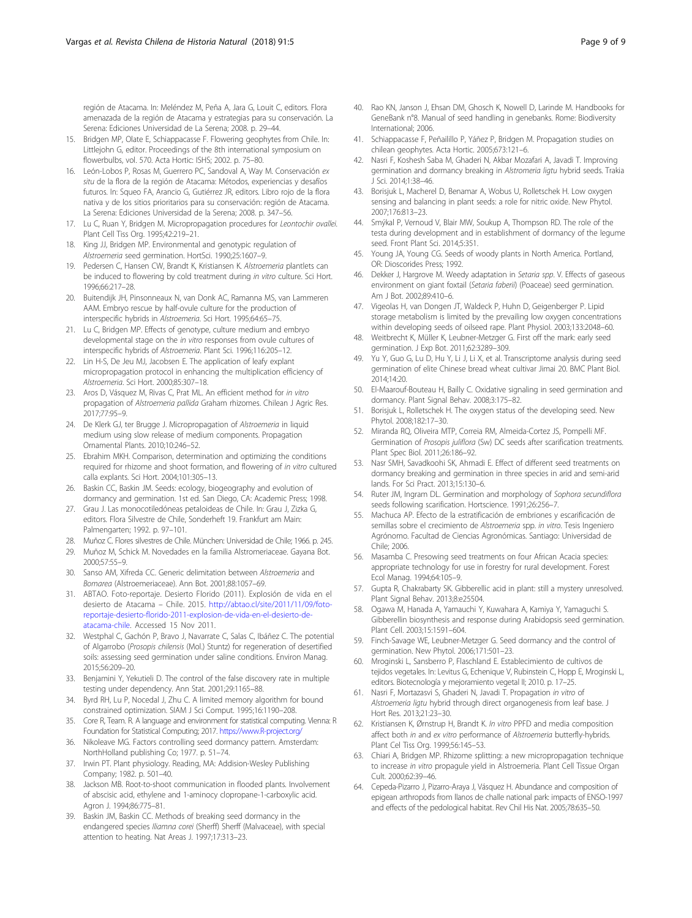región de Atacama. In: Meléndez M, Peña A, Jara G, Louit C, editors. Flora amenazada de la región de Atacama y estrategias para su conservación. La Serena: Ediciones Universidad de La Serena; 2008. p. 29–44.

15. Bridgen MP, Olate E, Schiappacasse F. Flowering geophytes from Chile. In: Littlejohn G, editor. Proceedings of the 8th international symposium on flowerbulbs, vol. 570. Acta Hortic: ISHS; 2002. p. 75–80.
16. León-Lobos P, Rosas M, Guerrero PC, Sandoval A, Way M. Conservación *ex situ* de la flora de la región de Atacama: Métodos, experiencias y desafíos futuros. In: Squeo FA, Arancio G, Gutiérrez JR, editors. Libro rojo de la flora nativa y de los sitios prioritarios para su conservación: región de Atacama. La Serena: Ediciones Universidad de la Serena; 2008. p. 347–56.
17. Lu C, Ruan Y, Bridgen M. Micropropagation procedures for *Leontochir ovallei*. Plant Cell Tiss Org. 1995;42:219–21.
18. King JJ, Bridgen MP. Environmental and genotypic regulation of *Alstroemeria* seed germination. HortSci. 1990;25:1607–9.
19. Pedersen C, Hansen CW, Brandt K, Kristiansen K. *Alstroemeria* plantlets can be induced to flowering by cold treatment during *in vitro* culture. Sci Hort. 1996;66:217–28.
20. Buitendijk JH, Pinsonneaux N, van Donk AC, Ramanna MS, van Lammeren AAM. Embryo rescue by half-ovule culture for the production of interspecific hybrids in *Alstroemeria*. Sci Hort. 1995;64:65–75.
21. Lu C, Bridgen MP. Effects of genotype, culture medium and embryo developmental stage on the *in vitro* responses from ovule cultures of interspecific hybrids of *Alstroemeria*. Plant Sci. 1996;116:205–12.
22. Lin H-S, De Jeu MJ, Jacobsen E. The application of leafy explant micropropagation protocol in enhancing the multiplication efficiency of *Alstroemeria*. Sci Hort. 2000;85:307–18.
23. Aros D, Vásquez M, Rivas C, Prat ML. An efficient method for *in vitro* propagation of *Alstroemeria pallida* Graham rhizomes. Chilean J Agric Res. 2017;77:95–9.
24. De Klerk GJ, ter Brugge J. Micropropagation of *Alstroemeria* in liquid medium using slow release of medium components. Propagation Ornamental Plants. 2010;10:246–52.
25. Ebrahim MKH. Comparison, determination and optimizing the conditions required for rhizome and shoot formation, and flowering of *in vitro* cultured calla explants. Sci Hort. 2004;101:305–13.
26. Baskin CC, Baskin JM. Seeds: ecology, biogeography and evolution of dormancy and germination. 1st ed. San Diego, CA: Academic Press; 1998.
27. Grau J. Las monocotiledóneas petaloideas de Chile. In: Grau J, Zizka G, editors. Flora Silvestre de Chile, Sonderheft 19. Frankfurt am Main: Palmengarten; 1992. p. 97–101.
28. Muñoz C. Flores silvestres de Chile. München: Universidad de Chile; 1966. p. 245.
29. Muñoz M, Schick M. Novedades en la familia Alstroemeriaceae. Gayana Bot. 2000;57:55–9.
30. Sanso AM, Xifreda CC. Generic delimitation between *Alstroemeria* and *Bomarea* (Alstroemeriaceae). Ann Bot. 2001;88:1057–69.
31. ABTAO. Foto-reportaje. Desierto Florido (2011). Explosión de vida en el desierto de Atacama – Chile. 2015. http://abtao.cl/site/2011/11/09/foto-reportaje-desierto-florido-2011-explosion-de-vida-en-el-desierto-de-atacama-chile. Accessed 15 Nov 2011.
32. Westphal C, Gachón P, Bravo J, Navarrate C, Salas C, Ibáñez C. The potential of Algarrobo (*Prosopis chilensis* (Mol.) Stuntz) for regeneration of desertified soils: assessing seed germination under saline conditions. Environ Manag. 2015;56:209–20.
33. Benjamini Y, Yekutieli D. The control of the false discovery rate in multiple testing under dependency. Ann Stat. 2001;29:1165–88.
34. Byrd RH, Lu P, Nocedal J, Zhu C. A limited memory algorithm for bound constrained optimization. SIAM J Sci Comput. 1995;16:1190–208.
35. Core R, Team. R. A language and environment for statistical computing. Vienna: R Foundation for Statistical Computing; 2017. https://www.R-project.org/
36. Nikoleave MG. Factors controlling seed dormancy pattern. Amsterdam: NorthHolland publishing Co; 1977. p. 51–74.
37. Irwin PT. Plant physiology. Reading, MA: Addision-Wesley Publishing Company; 1982. p. 501–40.
38. Jackson MB. Root-to-shoot communication in flooded plants. Involvement of abscisic acid, ethylene and 1-aminocy clopropane-1-carboxylic acid. Agron J. 1994;86:775–81.
39. Baskin JM, Baskin CC. Methods of breaking seed dormancy in the endangered species *Iliamna corei* (Sherff) Sherff (Malvaceae), with special attention to heating. Nat Areas J. 1997;17:313–23.
40. Rao KN, Janson J, Ehsan DM, Ghosch K, Nowell D, Larinde M. Handbooks for GeneBank n°8. Manual of seed handling in genebanks. Rome: Biodiversity International; 2006.
41. Schiappacasse F, Peñailillo P, Yáñez P, Bridgen M. Propagation studies on chilean geophytes. Acta Hortic. 2005;673:121–6.
42. Nasri F, Koshesh Saba M, Ghaderi N, Akbar Mozafari A, Javadi T. Improving germination and dormancy breaking in *Alstromeria ligtu* hybrid seeds. Trakia J Sci. 2014;1:38–46.
43. Borisjuk L, Macherel D, Benamar A, Wobus U, Rolletschek H. Low oxygen sensing and balancing in plant seeds: a role for nitric oxide. New Phytol. 2007;176:813–23.
44. Smýkal P, Vernoud V, Blair MW, Soukup A, Thompson RD. The role of the testa during development and in establishment of dormancy of the legume seed. Front Plant Sci. 2014;5:351.
45. Young JA, Young CG. Seeds of woody plants in North America. Portland, OR: Dioscorides Press; 1992.
46. Dekker J, Hargrove M. Weedy adaptation in *Setaria spp*. V. Effects of gaseous environment on giant foxtail (*Setaria faberii*) (Poaceae) seed germination. Am J Bot. 2002;89:410–6.
47. Vigeolas H, van Dongen JT, Waldeck P, Huhn D, Geigenberger P. Lipid storage metabolism is limited by the prevailing low oxygen concentrations within developing seeds of oilseed rape. Plant Physiol. 2003;133:2048–60.
48. Weitbrecht K, Müller K, Leubner-Metzger G. First off the mark: early seed germination. J Exp Bot. 2011;62:3289–309.
49. Yu Y, Guo G, Lu D, Hu Y, Li J, Li X, et al. Transcriptome analysis during seed germination of elite Chinese bread wheat cultivar Jimai 20. BMC Plant Biol. 2014;14:20.
50. El-Maarouf-Bouteau H, Bailly C. Oxidative signaling in seed germination and dormancy. Plant Signal Behav. 2008;3:175–82.
51. Borisjuk L, Rolletschek H. The oxygen status of the developing seed. New Phytol. 2008;182:17–30.
52. Miranda RQ, Oliveira MTP, Correia RM, Almeida-Cortez JS, Pompelli MF. Germination of *Prosopis juliflora* (Sw) DC seeds after scarification treatments. Plant Spec Biol. 2011;26:186–92.
53. Nasr SMH, Savadkoohi SK, Ahmadi E. Effect of different seed treatments on dormancy breaking and germination in three species in arid and semi-arid lands. For Sci Pract. 2013;15:130–6.
54. Ruter JM, Ingram DL. Germination and morphology of *Sophora secundiflora* seeds following scarification. Hortscience. 1991;26:256–7.
55. Machuca AP. Efecto de la estratificación de embriones y escarificación de semillas sobre el crecimiento de *Alstroemeria* spp. *in vitro*. Tesis Ingeniero Agrónomo. Facultad de Ciencias Agronómicas. Santiago: Universidad de Chile; 2006.
56. Masamba C. Presowing seed treatments on four African Acacia species: appropriate technology for use in forestry for rural development. Forest Ecol Manag. 1994;64:105–9.
57. Gupta R, Chakrabarty SK. Gibberellic acid in plant: still a mystery unresolved. Plant Signal Behav. 2013;8:e25504.
58. Ogawa M, Hanada A, Yamauchi Y, Kuwahara A, Kamiya Y, Yamaguchi S. Gibberellin biosynthesis and response during Arabidopsis seed germination. Plant Cell. 2003;15:1591–604.
59. Finch-Savage WE, Leubner-Metzger G. Seed dormancy and the control of germination. New Phytol. 2006;171:501–23.
60. Mroginski L, Sansberro P, Flaschland E. Establecimiento de cultivos de tejidos vegetales. In: Levitus G, Echenique V, Rubinstein C, Hopp E, Mroginski L, editors. Biotecnología y mejoramiento vegetal II; 2010. p. 17–25.
61. Nasri F, Mortazasvi S, Ghaderi N, Javadi T. Propagation *in vitro* of *Alstroemeria ligtu* hybrid through direct organogenesis from leaf base. J Hort Res. 2013;21:23–30.
62. Kristiansen K, Ørnstrup H, Brandt K. *In vitro* PPFD and media composition affect both *in* and *ex vitro* performance of *Alstroemeria* butterfly-hybrids. Plant Cel Tiss Org. 1999;56:145–53.
63. Chiari A, Bridgen MP. Rhizome splitting: a new micropropagation technique to increase *in vitro* propagule yield in Alstroemeria. Plant Cell Tissue Organ Cult. 2000;62:39–46.
64. Cepeda-Pizarro J, Pizarro-Araya J, Vásquez H. Abundance and composition of epigean arthropods from llanos de challe national park: impacts of ENSO-1997 and effects of the pedological habitat. Rev Chil His Nat. 2005;78:635–50.